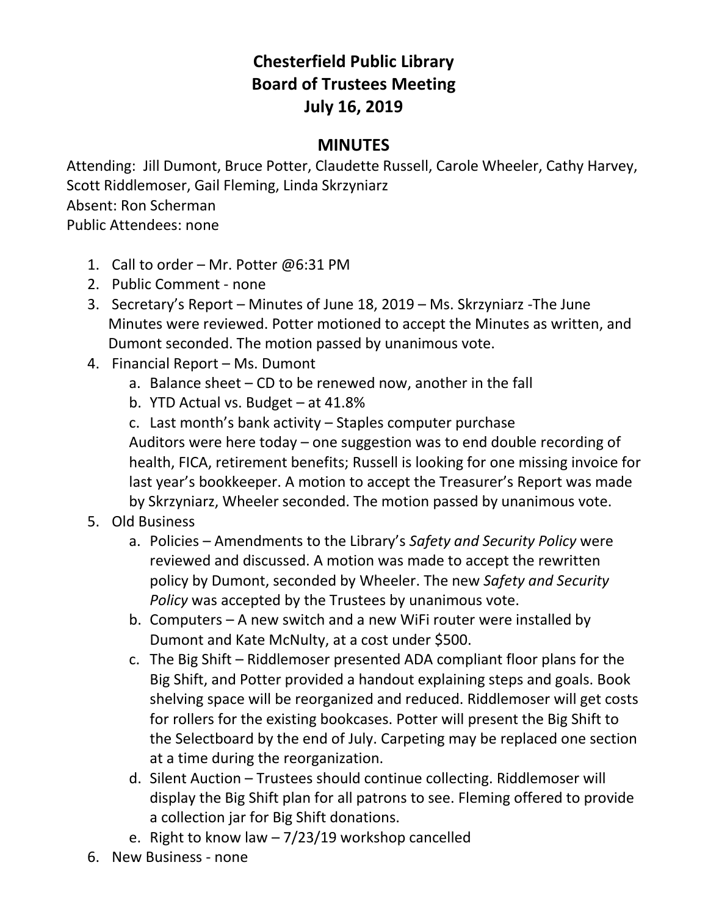# Chesterfield Public Library
# Board of Trustees Meeting
# July 16, 2019

## MINUTES

Attending: Jill Dumont, Bruce Potter, Claudette Russell, Carole Wheeler, Cathy Harvey, Scott Riddlemoser, Gail Fleming, Linda Skrzyniarz
Absent: Ron Scherman
Public Attendees: none

1. Call to order – Mr. Potter @6:31 PM
2. Public Comment - none
3. Secretary's Report – Minutes of June 18, 2019 – Ms. Skrzyniarz -The June Minutes were reviewed. Potter motioned to accept the Minutes as written, and Dumont seconded. The motion passed by unanimous vote.
4. Financial Report – Ms. Dumont
   a. Balance sheet – CD to be renewed now, another in the fall
   b. YTD Actual vs. Budget – at 41.8%
   c. Last month's bank activity – Staples computer purchase

   Auditors were here today – one suggestion was to end double recording of health, FICA, retirement benefits; Russell is looking for one missing invoice for last year's bookkeeper. A motion to accept the Treasurer's Report was made by Skrzyniarz, Wheeler seconded. The motion passed by unanimous vote.
5. Old Business
   a. Policies – Amendments to the Library's *Safety and Security Policy* were reviewed and discussed. A motion was made to accept the rewritten policy by Dumont, seconded by Wheeler. The new *Safety and Security Policy* was accepted by the Trustees by unanimous vote.
   b. Computers – A new switch and a new WiFi router were installed by Dumont and Kate McNulty, at a cost under $500.
   c. The Big Shift – Riddlemoser presented ADA compliant floor plans for the Big Shift, and Potter provided a handout explaining steps and goals. Book shelving space will be reorganized and reduced. Riddlemoser will get costs for rollers for the existing bookcases. Potter will present the Big Shift to the Selectboard by the end of July. Carpeting may be replaced one section at a time during the reorganization.
   d. Silent Auction – Trustees should continue collecting. Riddlemoser will display the Big Shift plan for all patrons to see. Fleming offered to provide a collection jar for Big Shift donations.
   e. Right to know law – 7/23/19 workshop cancelled
6. New Business - none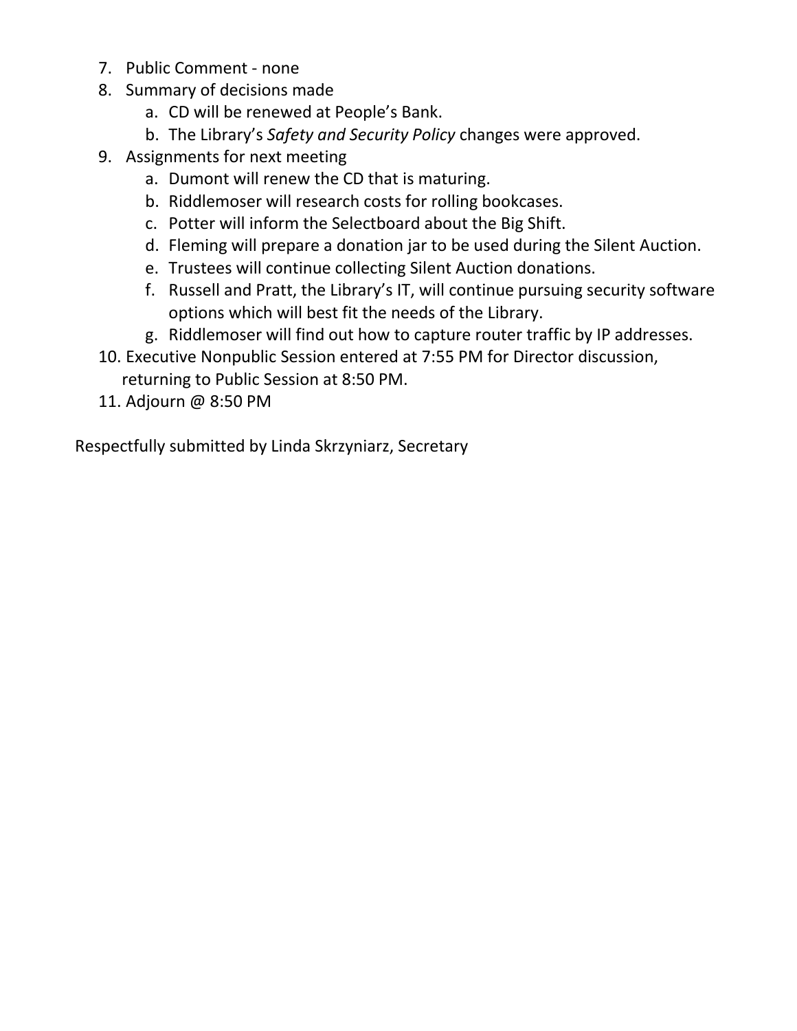7. Public Comment - none
8. Summary of decisions made
    a. CD will be renewed at People's Bank.
    b. The Library's *Safety and Security Policy* changes were approved.
9. Assignments for next meeting
    a. Dumont will renew the CD that is maturing.
    b. Riddlemoser will research costs for rolling bookcases.
    c. Potter will inform the Selectboard about the Big Shift.
    d. Fleming will prepare a donation jar to be used during the Silent Auction.
    e. Trustees will continue collecting Silent Auction donations.
    f. Russell and Pratt, the Library's IT, will continue pursuing security software options which will best fit the needs of the Library.
    g. Riddlemoser will find out how to capture router traffic by IP addresses.
10. Executive Nonpublic Session entered at 7:55 PM for Director discussion, returning to Public Session at 8:50 PM.
11. Adjourn @ 8:50 PM

Respectfully submitted by Linda Skrzyniarz, Secretary